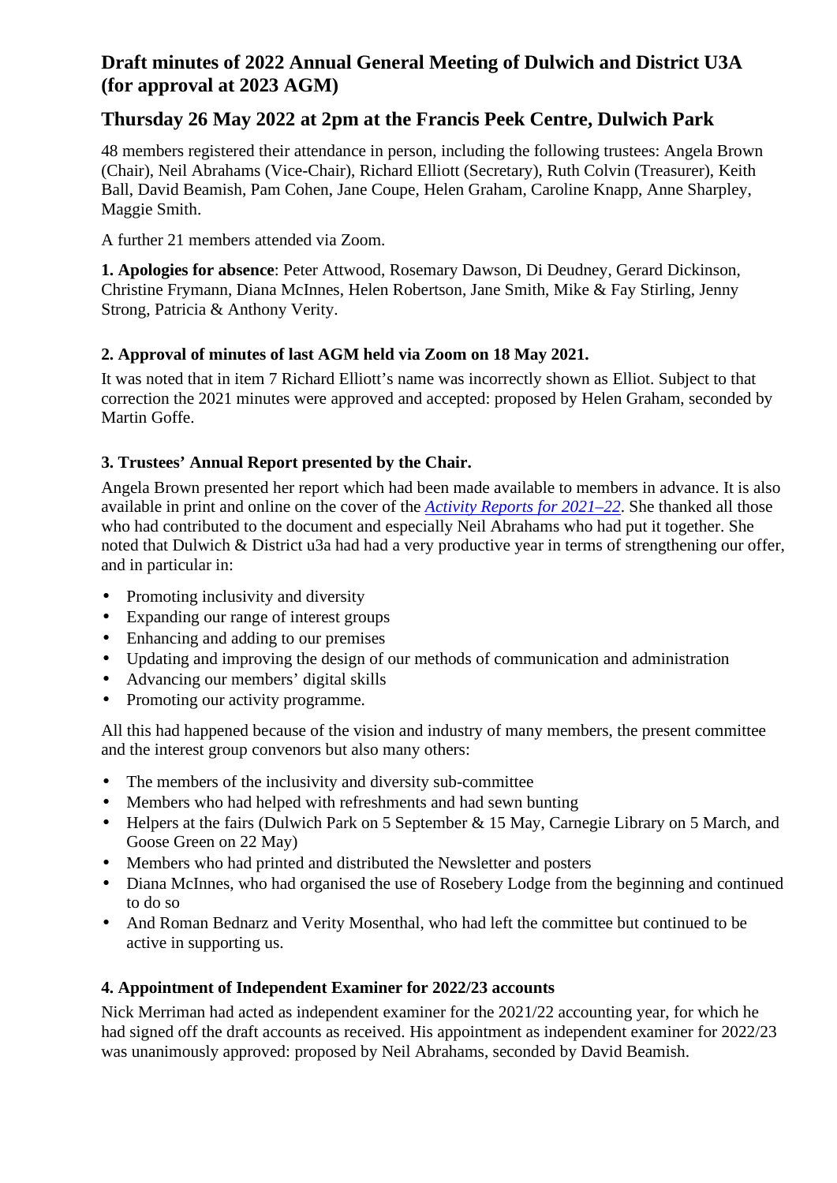# Draft minutes of 2022 Annual General Meeting of Dulwich and District U3A (for approval at 2023 AGM)

## Thursday 26 May 2022 at 2pm at the Francis Peek Centre, Dulwich Park

48 members registered their attendance in person, including the following trustees: Angela Brown (Chair), Neil Abrahams (Vice-Chair), Richard Elliott (Secretary), Ruth Colvin (Treasurer), Keith Ball, David Beamish, Pam Cohen, Jane Coupe, Helen Graham, Caroline Knapp, Anne Sharpley, Maggie Smith.

A further 21 members attended via Zoom.

**1. Apologies for absence**: Peter Attwood, Rosemary Dawson, Di Deudney, Gerard Dickinson, Christine Frymann, Diana McInnes, Helen Robertson, Jane Smith, Mike & Fay Stirling, Jenny Strong, Patricia & Anthony Verity.

### 2. Approval of minutes of last AGM held via Zoom on 18 May 2021.

It was noted that in item 7 Richard Elliott's name was incorrectly shown as Elliot. Subject to that correction the 2021 minutes were approved and accepted: proposed by Helen Graham, seconded by Martin Goffe.

### 3. Trustees' Annual Report presented by the Chair.

Angela Brown presented her report which had been made available to members in advance. It is also available in print and online on the cover of the *Activity Reports for 2021–22*. She thanked all those who had contributed to the document and especially Neil Abrahams who had put it together. She noted that Dulwich & District u3a had had a very productive year in terms of strengthening our offer, and in particular in:

- Promoting inclusivity and diversity
- Expanding our range of interest groups
- Enhancing and adding to our premises
- Updating and improving the design of our methods of communication and administration
- Advancing our members' digital skills
- Promoting our activity programme.

All this had happened because of the vision and industry of many members, the present committee and the interest group convenors but also many others:

- The members of the inclusivity and diversity sub-committee
- Members who had helped with refreshments and had sewn bunting
- Helpers at the fairs (Dulwich Park on 5 September & 15 May, Carnegie Library on 5 March, and Goose Green on 22 May)
- Members who had printed and distributed the Newsletter and posters
- Diana McInnes, who had organised the use of Rosebery Lodge from the beginning and continued to do so
- And Roman Bednarz and Verity Mosenthal, who had left the committee but continued to be active in supporting us.

### 4. Appointment of Independent Examiner for 2022/23 accounts

Nick Merriman had acted as independent examiner for the 2021/22 accounting year, for which he had signed off the draft accounts as received. His appointment as independent examiner for 2022/23 was unanimously approved: proposed by Neil Abrahams, seconded by David Beamish.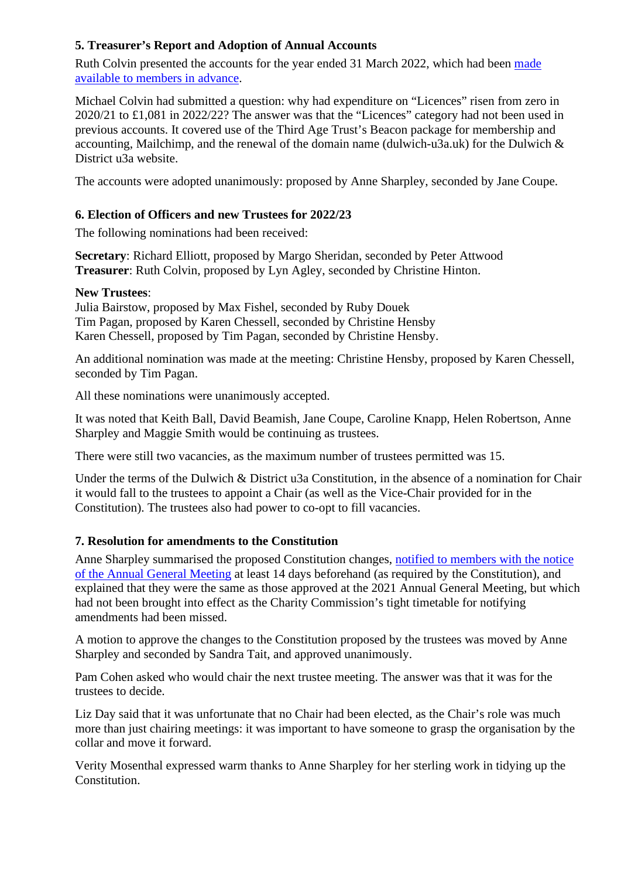## 5. Treasurer's Report and Adoption of Annual Accounts

Ruth Colvin presented the accounts for the year ended 31 March 2022, which had been made available to members in advance.

Michael Colvin had submitted a question: why had expenditure on "Licences" risen from zero in 2020/21 to £1,081 in 2022/22? The answer was that the "Licences" category had not been used in previous accounts. It covered use of the Third Age Trust's Beacon package for membership and accounting, Mailchimp, and the renewal of the domain name (dulwich-u3a.uk) for the Dulwich & District u3a website.

The accounts were adopted unanimously: proposed by Anne Sharpley, seconded by Jane Coupe.

## 6. Election of Officers and new Trustees for 2022/23

The following nominations had been received:

**Secretary**: Richard Elliott, proposed by Margo Sheridan, seconded by Peter Attwood
**Treasurer**: Ruth Colvin, proposed by Lyn Agley, seconded by Christine Hinton.

**New Trustees**:
Julia Bairstow, proposed by Max Fishel, seconded by Ruby Douek
Tim Pagan, proposed by Karen Chessell, seconded by Christine Hensby
Karen Chessell, proposed by Tim Pagan, seconded by Christine Hensby.

An additional nomination was made at the meeting: Christine Hensby, proposed by Karen Chessell, seconded by Tim Pagan.

All these nominations were unanimously accepted.

It was noted that Keith Ball, David Beamish, Jane Coupe, Caroline Knapp, Helen Robertson, Anne Sharpley and Maggie Smith would be continuing as trustees.

There were still two vacancies, as the maximum number of trustees permitted was 15.

Under the terms of the Dulwich & District u3a Constitution, in the absence of a nomination for Chair it would fall to the trustees to appoint a Chair (as well as the Vice-Chair provided for in the Constitution). The trustees also had power to co-opt to fill vacancies.

## 7. Resolution for amendments to the Constitution

Anne Sharpley summarised the proposed Constitution changes, notified to members with the notice of the Annual General Meeting at least 14 days beforehand (as required by the Constitution), and explained that they were the same as those approved at the 2021 Annual General Meeting, but which had not been brought into effect as the Charity Commission's tight timetable for notifying amendments had been missed.

A motion to approve the changes to the Constitution proposed by the trustees was moved by Anne Sharpley and seconded by Sandra Tait, and approved unanimously.

Pam Cohen asked who would chair the next trustee meeting. The answer was that it was for the trustees to decide.

Liz Day said that it was unfortunate that no Chair had been elected, as the Chair's role was much more than just chairing meetings: it was important to have someone to grasp the organisation by the collar and move it forward.

Verity Mosenthal expressed warm thanks to Anne Sharpley for her sterling work in tidying up the Constitution.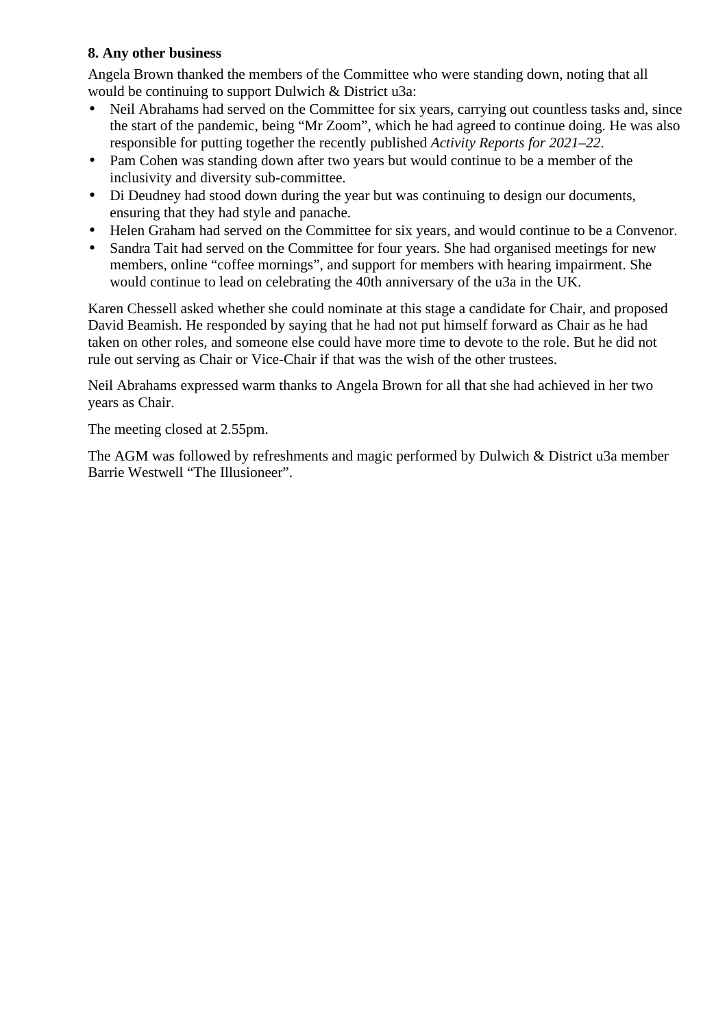**8. Any other business**

Angela Brown thanked the members of the Committee who were standing down, noting that all would be continuing to support Dulwich & District u3a:

- Neil Abrahams had served on the Committee for six years, carrying out countless tasks and, since the start of the pandemic, being “Mr Zoom”, which he had agreed to continue doing. He was also responsible for putting together the recently published *Activity Reports for 2021–22*.
- Pam Cohen was standing down after two years but would continue to be a member of the inclusivity and diversity sub-committee.
- Di Deudney had stood down during the year but was continuing to design our documents, ensuring that they had style and panache.
- Helen Graham had served on the Committee for six years, and would continue to be a Convenor.
- Sandra Tait had served on the Committee for four years. She had organised meetings for new members, online “coffee mornings”, and support for members with hearing impairment. She would continue to lead on celebrating the 40th anniversary of the u3a in the UK.

Karen Chessell asked whether she could nominate at this stage a candidate for Chair, and proposed David Beamish. He responded by saying that he had not put himself forward as Chair as he had taken on other roles, and someone else could have more time to devote to the role. But he did not rule out serving as Chair or Vice-Chair if that was the wish of the other trustees.

Neil Abrahams expressed warm thanks to Angela Brown for all that she had achieved in her two years as Chair.

The meeting closed at 2.55pm.

The AGM was followed by refreshments and magic performed by Dulwich & District u3a member Barrie Westwell “The Illusioneer”.